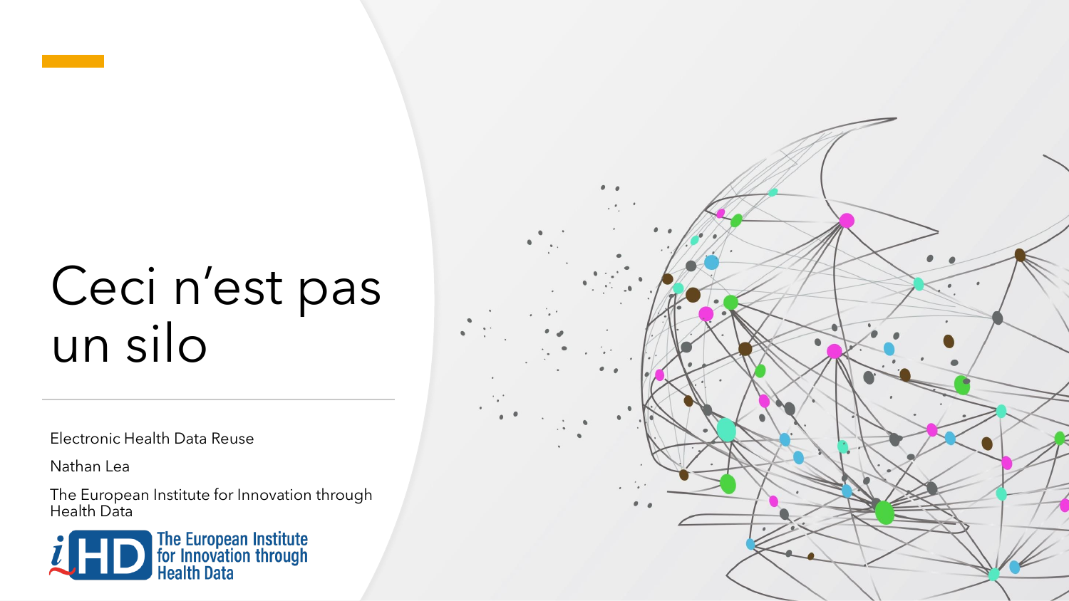# Ceci n'est pas un silo

Electronic Health Data Reuse

Nathan Lea

The European Institute for Innovation through Health Data

iHD The European Institute for Innovation through Health Data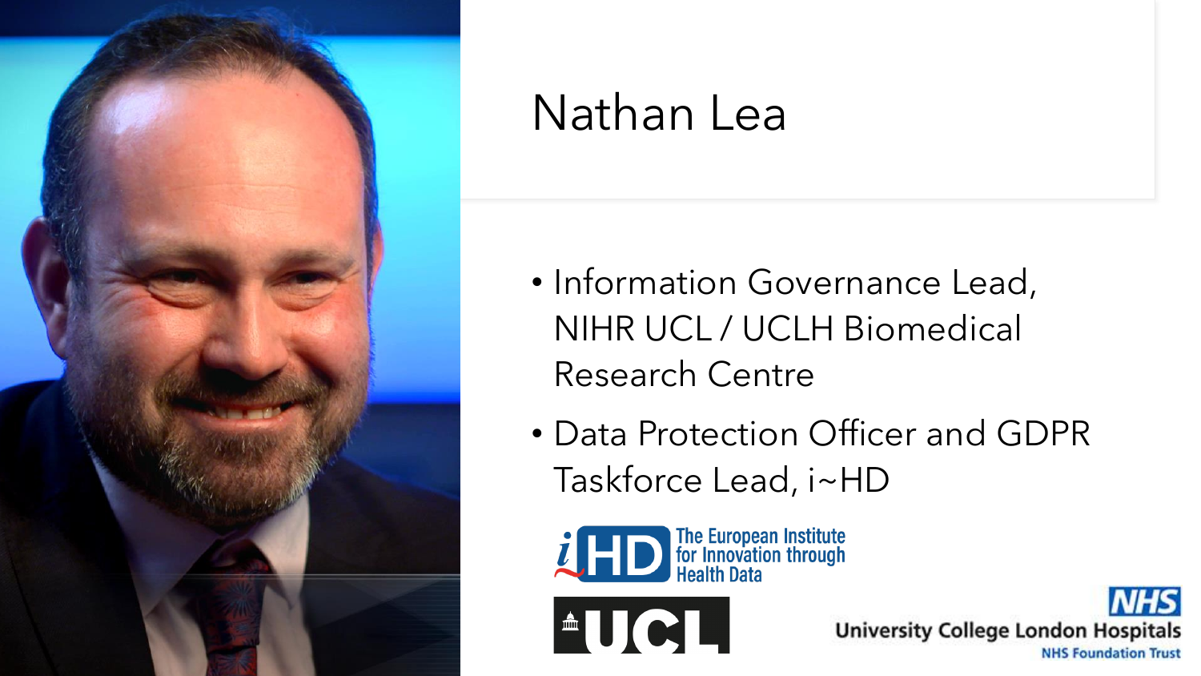# Nathan Lea

- Information Governance Lead, NIHR UCL / UCLH Biomedical Research Centre
- Data Protection Officer and GDPR Taskforce Lead, i~HD

i~HD The European Institute for Innovation through Health Data

UCL

NHS University College London Hospitals NHS Foundation Trust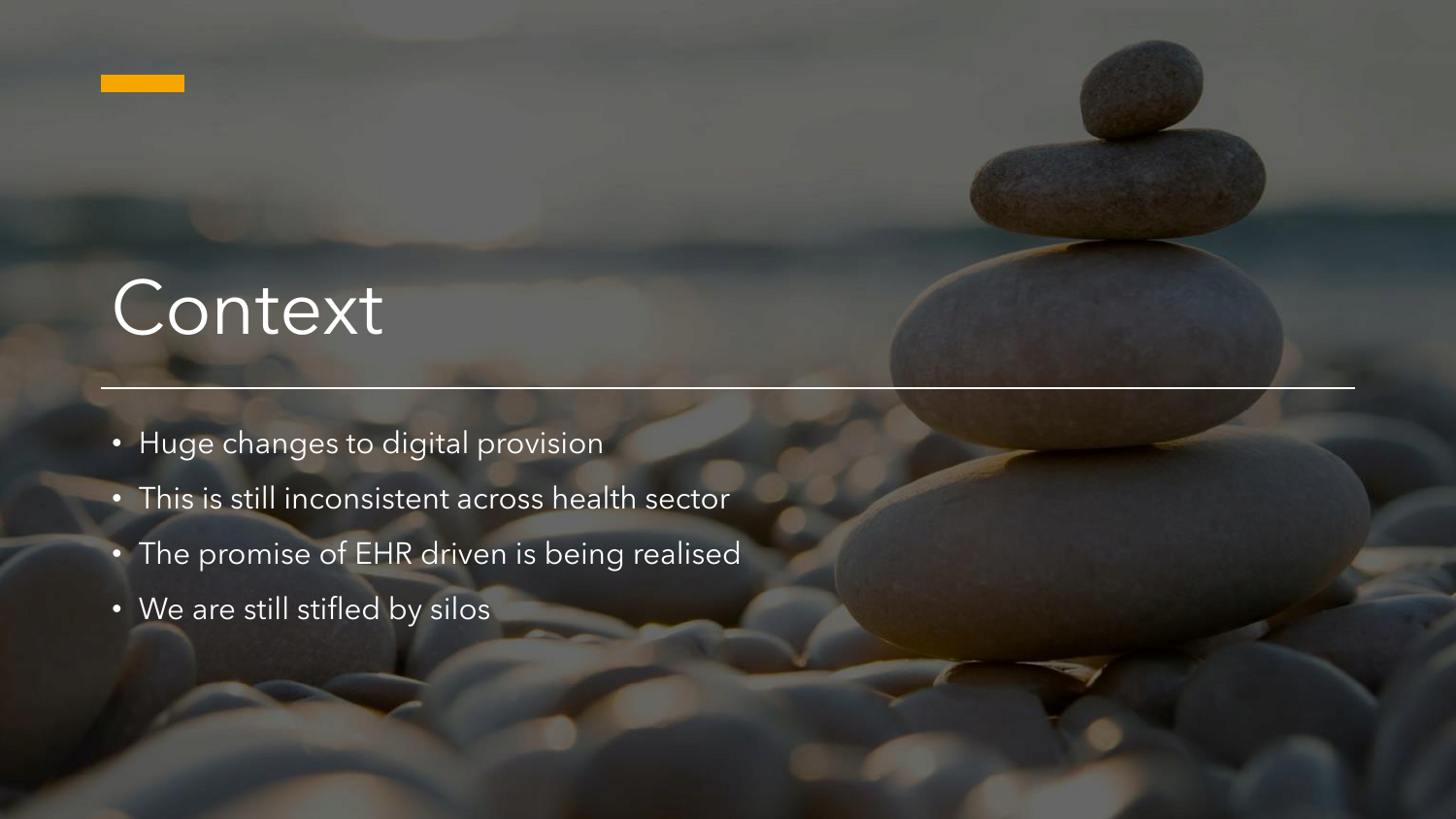# Context

- Huge changes to digital provision
- This is still inconsistent across health sector
- The promise of EHR driven is being realised
- We are still stifled by silos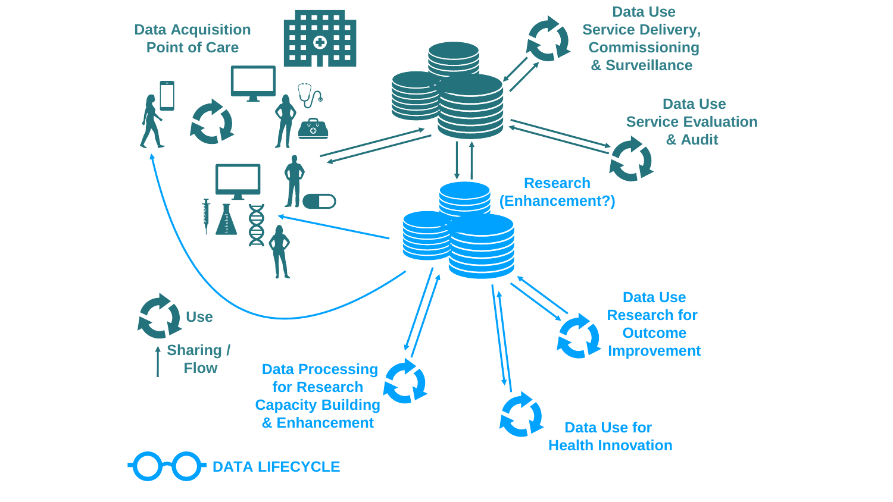Data Acquisition
Point of Care

Data Use
Service Delivery,
Commissioning
& Surveillance

Data Use
Service Evaluation
& Audit

Research
(Enhancement?)

Data Use
Research for
Outcome
Improvement

Data Processing
for Research
Capacity Building
& Enhancement

Data Use for
Health Innovation

Use

Sharing /
Flow

DATA LIFECYCLE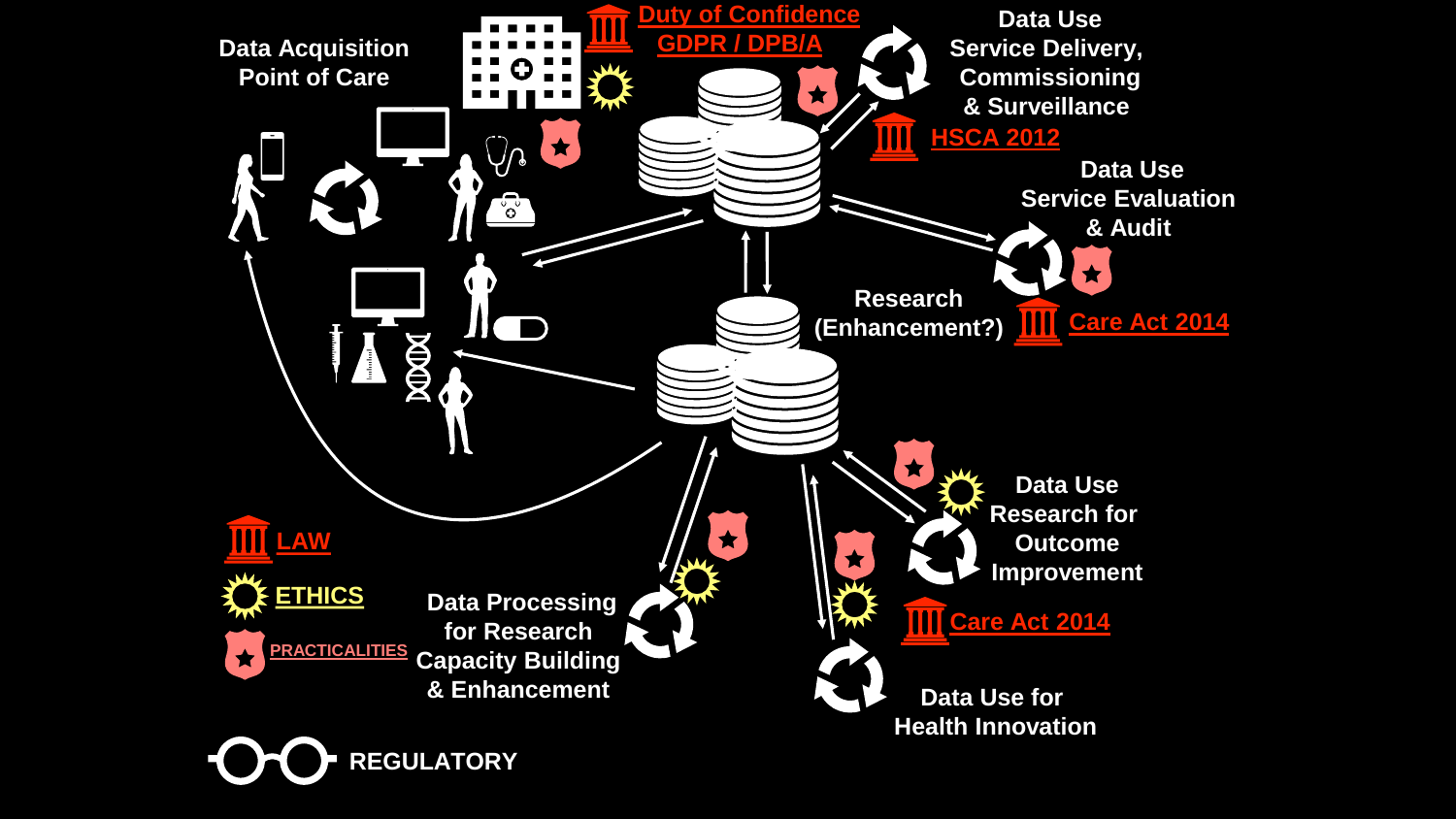Data Acquisition
Point of Care

Duty of Confidence
GDPR / DPB/A

Data Use
Service Delivery,
Commissioning
& Surveillance

HSCA 2012

Data Use
Service Evaluation
& Audit

Research
(Enhancement?)

Care Act 2014

Data Use
Research for
Outcome
Improvement

Care Act 2014

Data Processing
for Research
Capacity Building
& Enhancement

Data Use for
Health Innovation

LAW

ETHICS

PRACTICALITIES

REGULATORY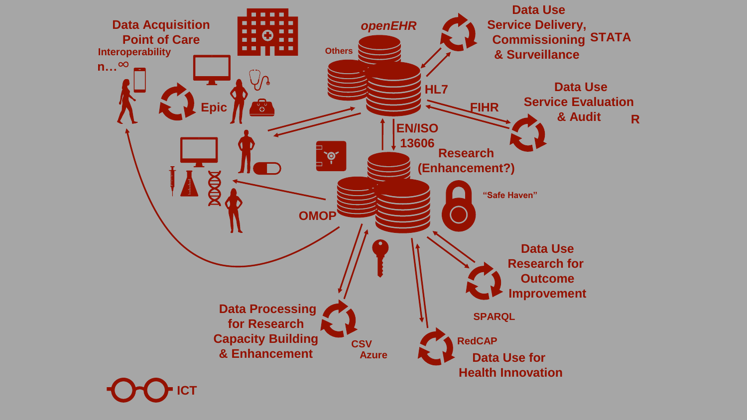Data Acquisition
Point of Care

Interoperability

n…∞

Epic

openEHR

Others

HL7

Data Use
Service Delivery,
Commissioning
& Surveillance

STATA

FIHR

Data Use
Service Evaluation
& Audit

R

EN/ISO
13606

Research
(Enhancement?)

"Safe Haven"

OMOP

Data Use
Research for
Outcome
Improvement

SPARQL

Data Processing
for Research
Capacity Building
& Enhancement

CSV
Azure

RedCAP

Data Use for
Health Innovation

ICT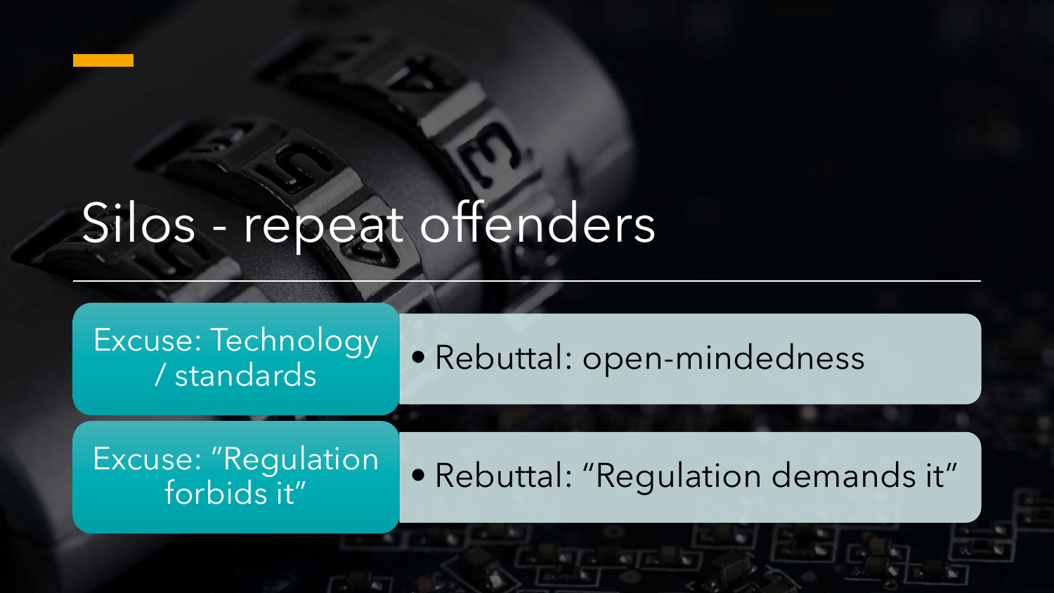# Silos - repeat offenders

| Excuse | Rebuttal |
| --- | --- |
| Excuse: Technology / standards | Rebuttal: open-mindedness |
| Excuse: "Regulation forbids it" | Rebuttal: "Regulation demands it" |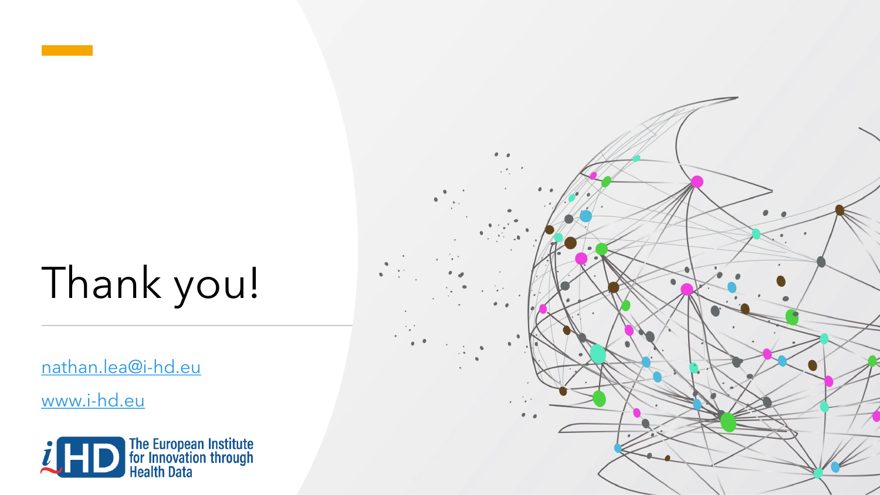# Thank you!

[nathan.lea@i-hd.eu](mailto:nathan.lea@i-hd.eu)

[www.i-hd.eu](http://www.i-hd.eu)

The European Institute for Innovation through Health Data